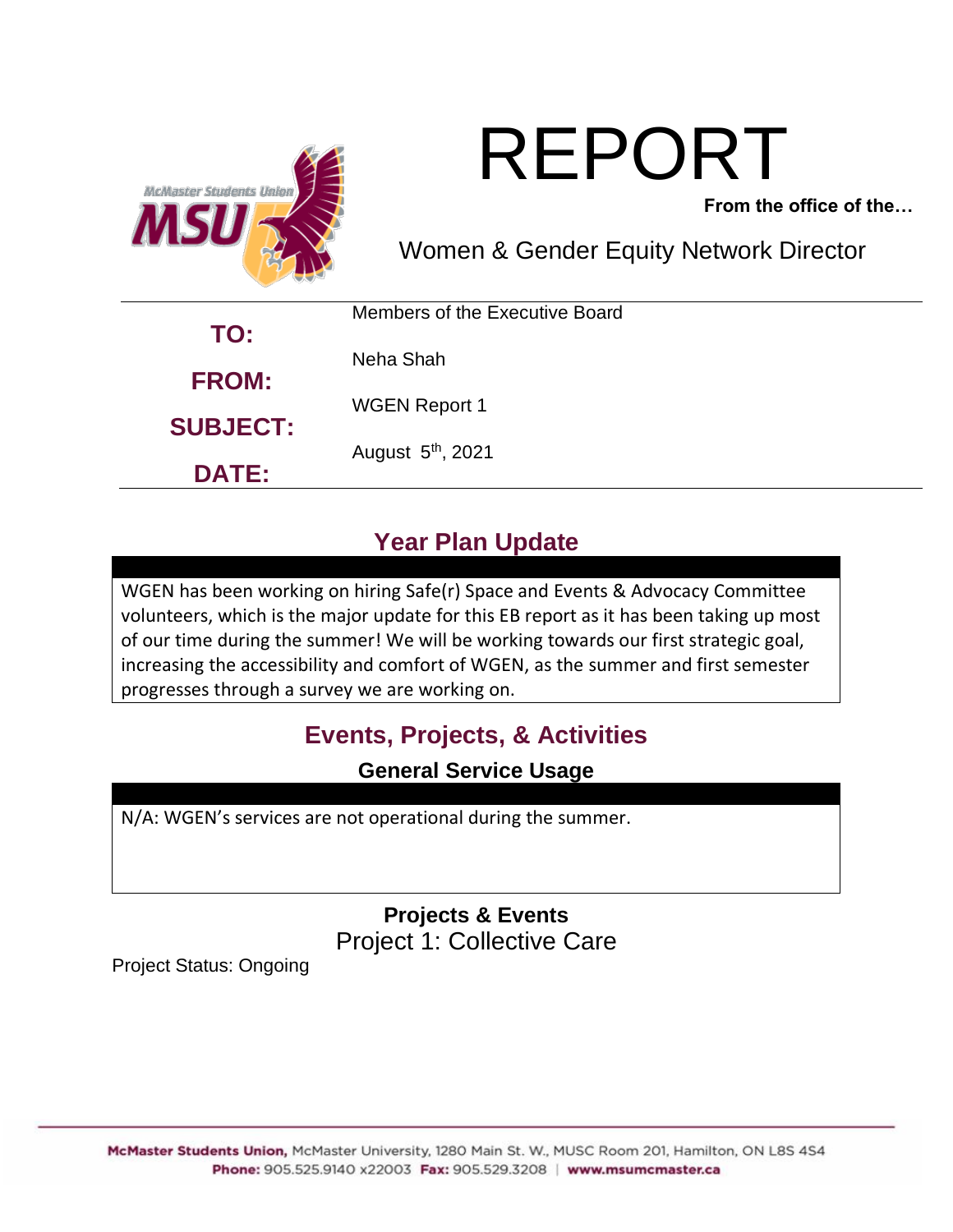# REPORT

**From the office of the…**

## Women & Gender Equity Network Director

| | |
|---|---|
| **TO:** | Members of the Executive Board |
| **FROM:** | Neha Shah |
| **SUBJECT:** | WGEN Report 1 |
| **DATE:** | August 5th, 2021 |

## Year Plan Update

WGEN has been working on hiring Safe(r) Space and Events & Advocacy Committee volunteers, which is the major update for this EB report as it has been taking up most of our time during the summer! We will be working towards our first strategic goal, increasing the accessibility and comfort of WGEN, as the summer and first semester progresses through a survey we are working on.

## Events, Projects, & Activities

### General Service Usage

N/A: WGEN's services are not operational during the summer.

### Projects & Events

#### Project 1: Collective Care

Project Status: Ongoing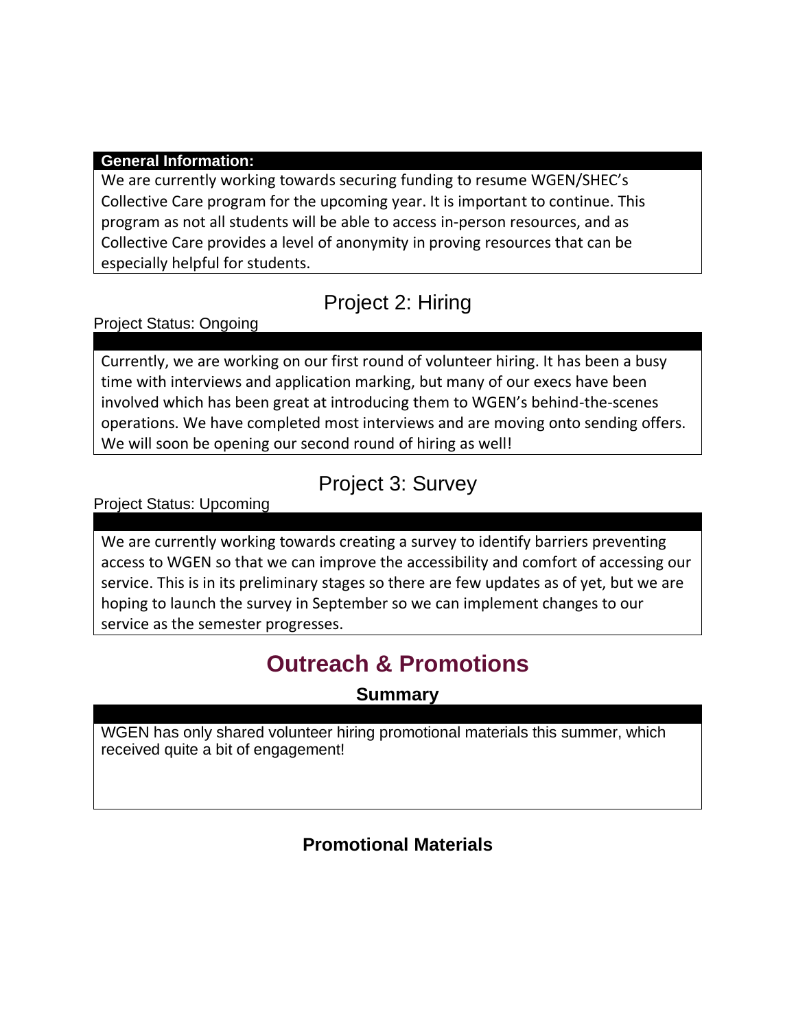**General Information:**

We are currently working towards securing funding to resume WGEN/SHEC's Collective Care program for the upcoming year. It is important to continue. This program as not all students will be able to access in-person resources, and as Collective Care provides a level of anonymity in proving resources that can be especially helpful for students.

## Project 2: Hiring

Project Status: Ongoing

Currently, we are working on our first round of volunteer hiring. It has been a busy time with interviews and application marking, but many of our execs have been involved which has been great at introducing them to WGEN's behind-the-scenes operations. We have completed most interviews and are moving onto sending offers. We will soon be opening our second round of hiring as well!

## Project 3: Survey

Project Status: Upcoming

We are currently working towards creating a survey to identify barriers preventing access to WGEN so that we can improve the accessibility and comfort of accessing our service. This is in its preliminary stages so there are few updates as of yet, but we are hoping to launch the survey in September so we can implement changes to our service as the semester progresses.

# Outreach & Promotions

### Summary

WGEN has only shared volunteer hiring promotional materials this summer, which received quite a bit of engagement!

### Promotional Materials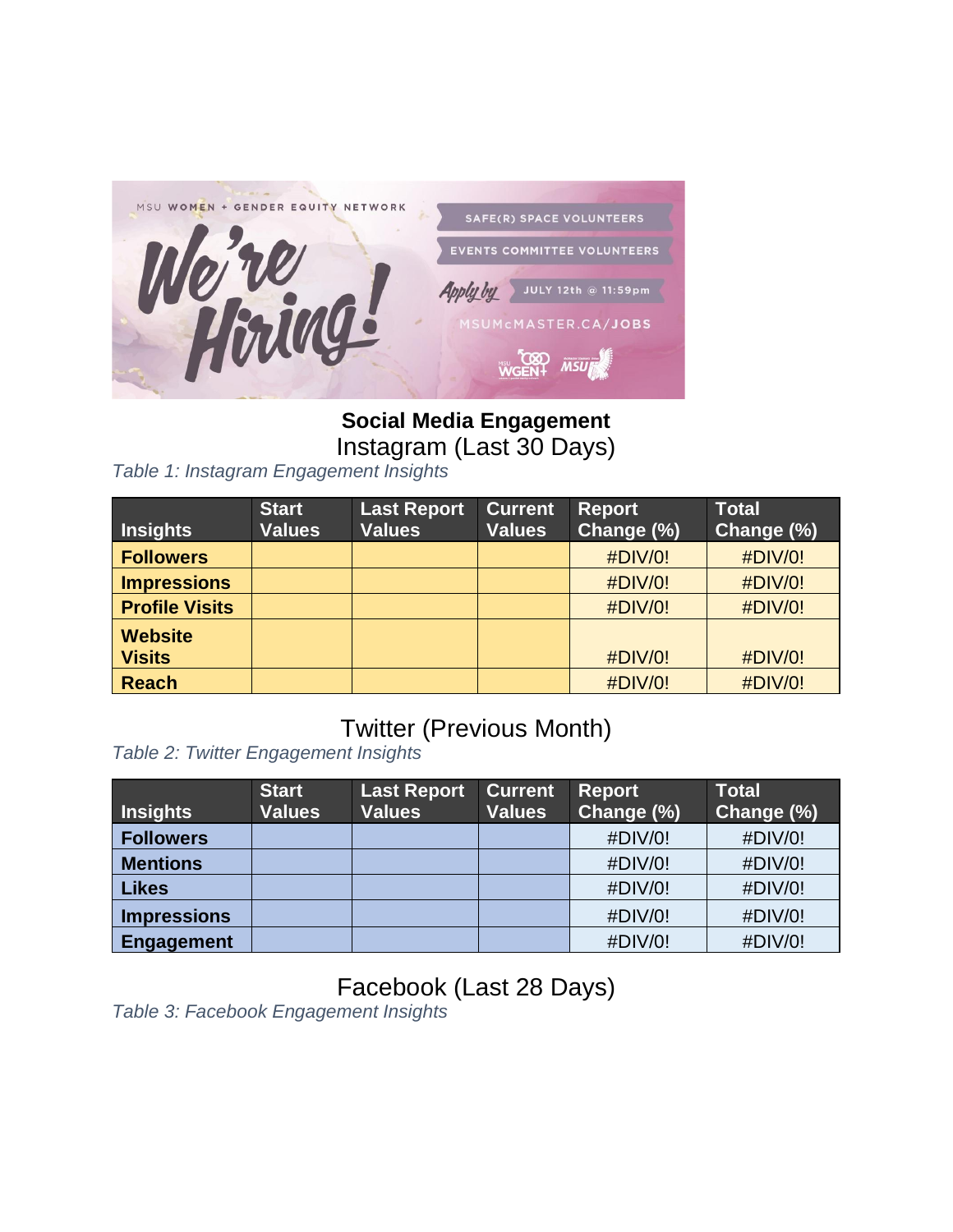## Social Media Engagement

### Instagram (Last 30 Days)

*Table 1: Instagram Engagement Insights*

| Insights | Start Values | Last Report Values | Current Values | Report Change (%) | Total Change (%) |
|---|---|---|---|---|---|
| **Followers** | | | | #DIV/0! | #DIV/0! |
| **Impressions** | | | | #DIV/0! | #DIV/0! |
| **Profile Visits** | | | | #DIV/0! | #DIV/0! |
| **Website Visits** | | | | #DIV/0! | #DIV/0! |
| **Reach** | | | | #DIV/0! | #DIV/0! |

### Twitter (Previous Month)

*Table 2: Twitter Engagement Insights*

| Insights | Start Values | Last Report Values | Current Values | Report Change (%) | Total Change (%) |
|---|---|---|---|---|---|
| **Followers** | | | | #DIV/0! | #DIV/0! |
| **Mentions** | | | | #DIV/0! | #DIV/0! |
| **Likes** | | | | #DIV/0! | #DIV/0! |
| **Impressions** | | | | #DIV/0! | #DIV/0! |
| **Engagement** | | | | #DIV/0! | #DIV/0! |

### Facebook (Last 28 Days)

*Table 3: Facebook Engagement Insights*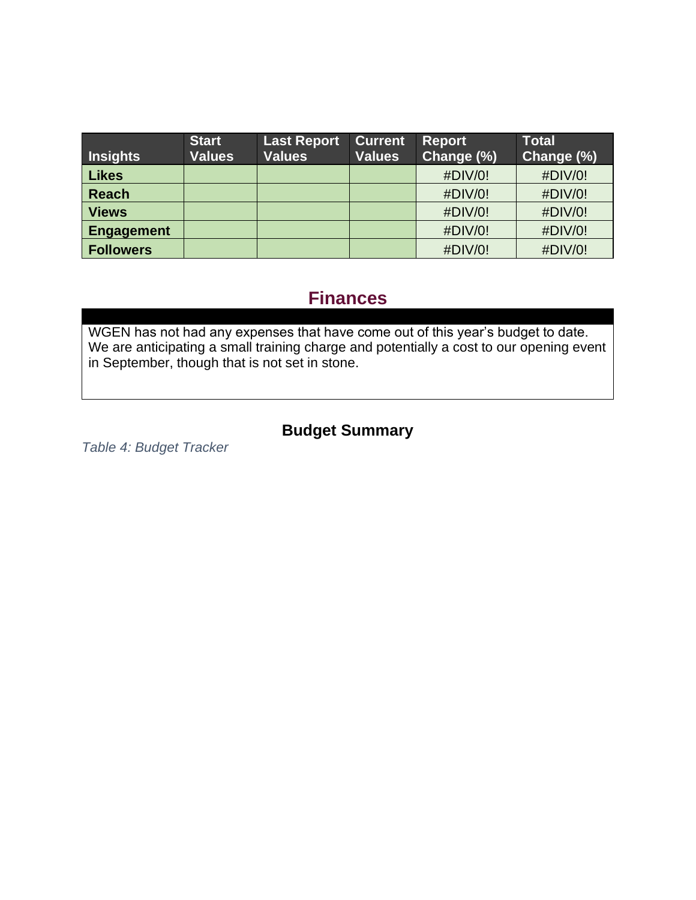| Insights | Start Values | Last Report Values | Current Values | Report Change (%) | Total Change (%) |
| --- | --- | --- | --- | --- | --- |
| **Likes** | | | | #DIV/0! | #DIV/0! |
| **Reach** | | | | #DIV/0! | #DIV/0! |
| **Views** | | | | #DIV/0! | #DIV/0! |
| **Engagement** | | | | #DIV/0! | #DIV/0! |
| **Followers** | | | | #DIV/0! | #DIV/0! |

## Finances

WGEN has not had any expenses that have come out of this year's budget to date. We are anticipating a small training charge and potentially a cost to our opening event in September, though that is not set in stone.

### Budget Summary

*Table 4: Budget Tracker*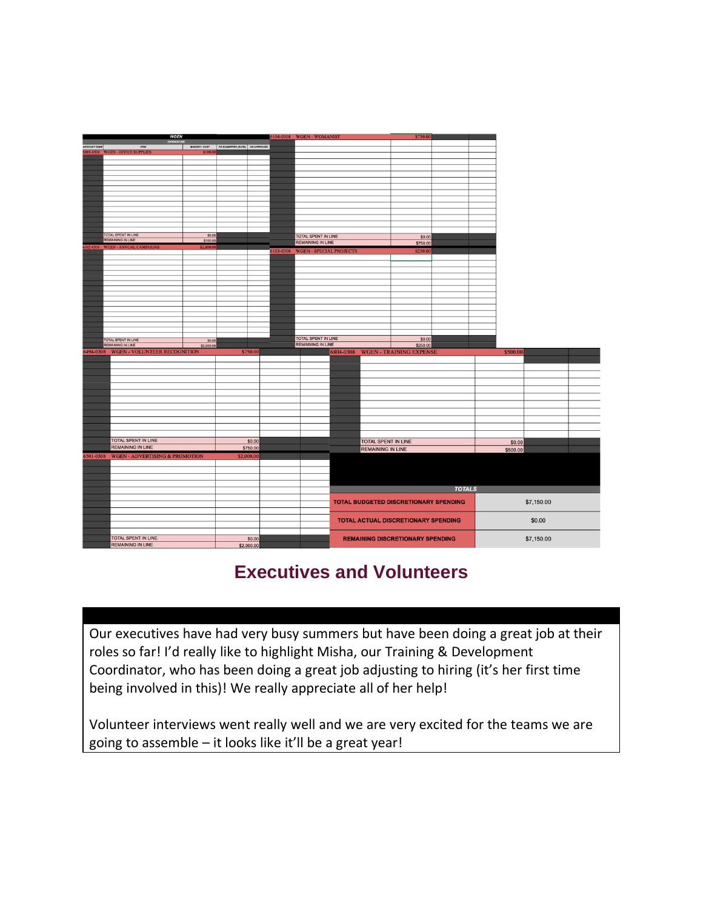**WGEN**

EXPENDITURE

| ACCOUNT CODE | ITEM | BUDGET / COST | PO SUBMITTED (DATE) | PO APPROVED |
|---|---|---|---|---|
| 5003-0301 | WGEN - OFFICE SUPPLIES | $100.00 | | |
| | TOTAL SPENT IN LINE | $0.00 | | |
| | REMAINING IN LINE | $100.00 | | |
| 6102-0301 | WGEN - ANNUAL CAMPAIGNS | $2,800.00 | | |
| | TOTAL SPENT IN LINE | $0.00 | | |
| | REMAINING IN LINE | $2,800.00 | | |
| 6104-0308 | WGEN - WOMANIST | $750.00 | | |
| | TOTAL SPENT IN LINE | $0.00 | | |
| | REMAINING IN LINE | $750.00 | | |
| 6103-0308 | WGEN - SPECIAL PROJECTS | $250.00 | | |
| | TOTAL SPENT IN LINE | $0.00 | | |
| | REMAINING IN LINE | $250.00 | | |
| 6494-0308 | WGEN - VOLUNTEER RECOGNITION | $750.00 | | |
| | TOTAL SPENT IN LINE | $0.00 | | |
| | REMAINING IN LINE | $750.00 | | |
| 6804-0308 | WGEN - TRAINING EXPENSE | $500.00 | | |
| | TOTAL SPENT IN LINE | $0.00 | | |
| | REMAINING IN LINE | $500.00 | | |
| 6501-0308 | WGEN - ADVERTISING & PROMOTION | $2,000.00 | | |
| | TOTAL SPENT IN LINE | $0.00 | | |
| | REMAINING IN LINE | $2,000.00 | | |

**TOTALS**

| | |
|---|---|
| TOTAL BUDGETED DISCRETIONARY SPENDING | $7,150.00 |
| TOTAL ACTUAL DISCRETIONARY SPENDING | $0.00 |
| REMAINING DISCRETIONARY SPENDING | $7,150.00 |

## Executives and Volunteers

Our executives have had very busy summers but have been doing a great job at their roles so far! I'd really like to highlight Misha, our Training & Development Coordinator, who has been doing a great job adjusting to hiring (it's her first time being involved in this)! We really appreciate all of her help!

Volunteer interviews went really well and we are very excited for the teams we are going to assemble – it looks like it'll be a great year!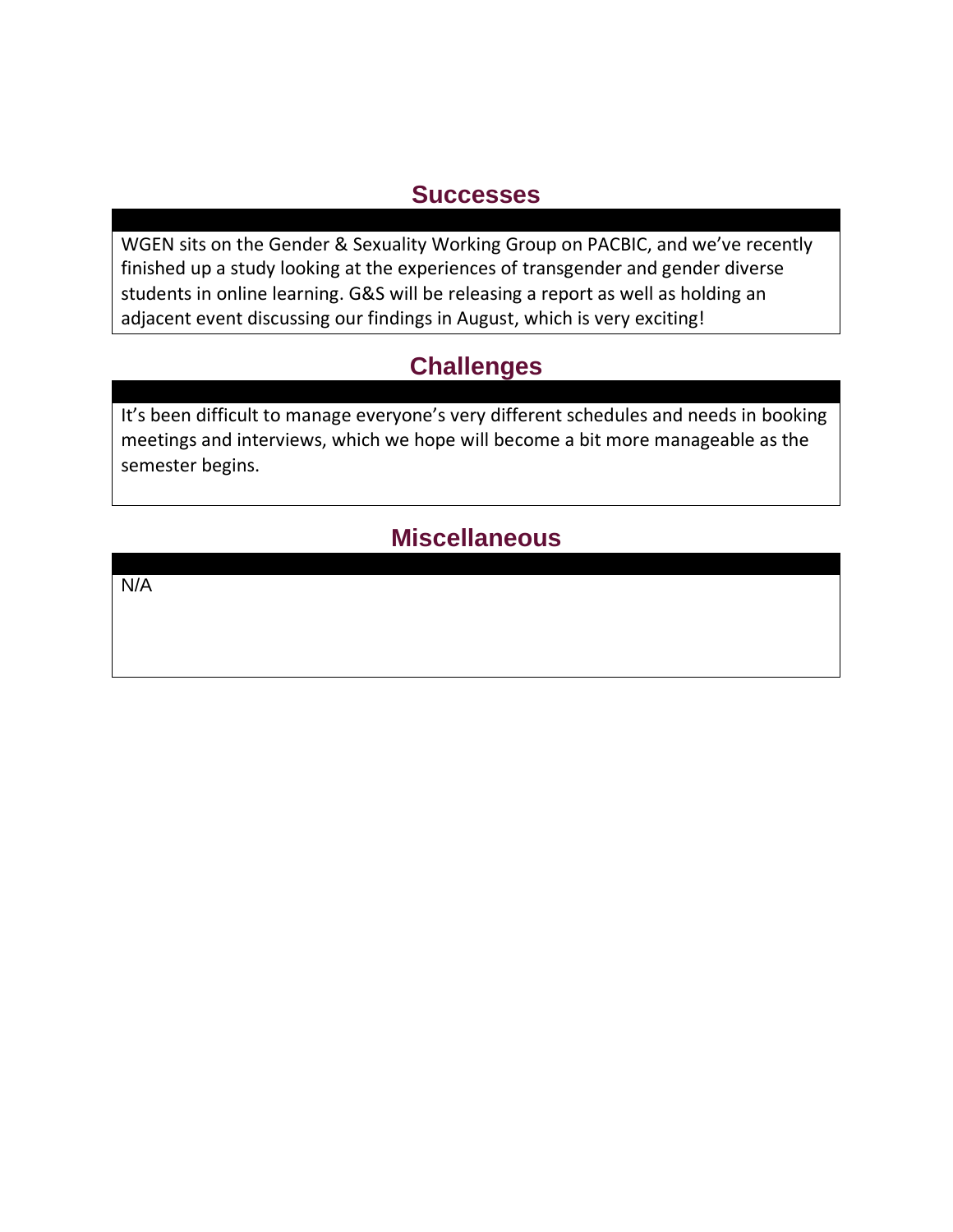## Successes

WGEN sits on the Gender & Sexuality Working Group on PACBIC, and we've recently finished up a study looking at the experiences of transgender and gender diverse students in online learning. G&S will be releasing a report as well as holding an adjacent event discussing our findings in August, which is very exciting!

## Challenges

It's been difficult to manage everyone's very different schedules and needs in booking meetings and interviews, which we hope will become a bit more manageable as the semester begins.

## Miscellaneous

N/A